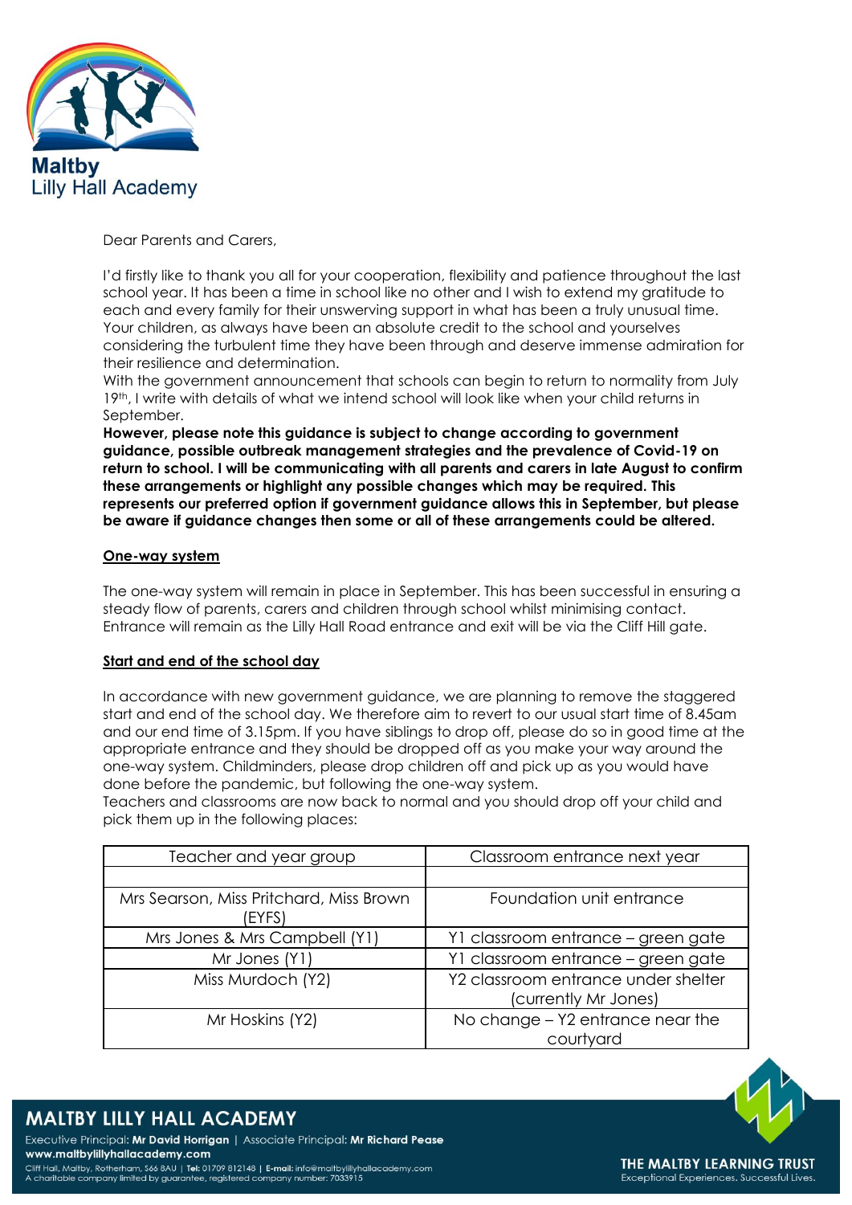Maltby
Lilly Hall Academy

Dear Parents and Carers,

I'd firstly like to thank you all for your cooperation, flexibility and patience throughout the last school year. It has been a time in school like no other and I wish to extend my gratitude to each and every family for their unswerving support in what has been a truly unusual time. Your children, as always have been an absolute credit to the school and yourselves considering the turbulent time they have been through and deserve immense admiration for their resilience and determination.

With the government announcement that schools can begin to return to normality from July 19th, I write with details of what we intend school will look like when your child returns in September.

**However, please note this guidance is subject to change according to government guidance, possible outbreak management strategies and the prevalence of Covid-19 on return to school. I will be communicating with all parents and carers in late August to confirm these arrangements or highlight any possible changes which may be required. This represents our preferred option if government guidance allows this in September, but please be aware if guidance changes then some or all of these arrangements could be altered.**

## One-way system

The one-way system will remain in place in September. This has been successful in ensuring a steady flow of parents, carers and children through school whilst minimising contact. Entrance will remain as the Lilly Hall Road entrance and exit will be via the Cliff Hill gate.

## Start and end of the school day

In accordance with new government guidance, we are planning to remove the staggered start and end of the school day. We therefore aim to revert to our usual start time of 8.45am and our end time of 3.15pm. If you have siblings to drop off, please do so in good time at the appropriate entrance and they should be dropped off as you make your way around the one-way system. Childminders, please drop children off and pick up as you would have done before the pandemic, but following the one-way system.

Teachers and classrooms are now back to normal and you should drop off your child and pick them up in the following places:

| Teacher and year group | Classroom entrance next year |
|---|---|
| | |
| Mrs Searson, Miss Pritchard, Miss Brown (EYFS) | Foundation unit entrance |
| Mrs Jones & Mrs Campbell (Y1) | Y1 classroom entrance – green gate |
| Mr Jones (Y1) | Y1 classroom entrance – green gate |
| Miss Murdoch (Y2) | Y2 classroom entrance under shelter (currently Mr Jones) |
| Mr Hoskins (Y2) | No change – Y2 entrance near the courtyard |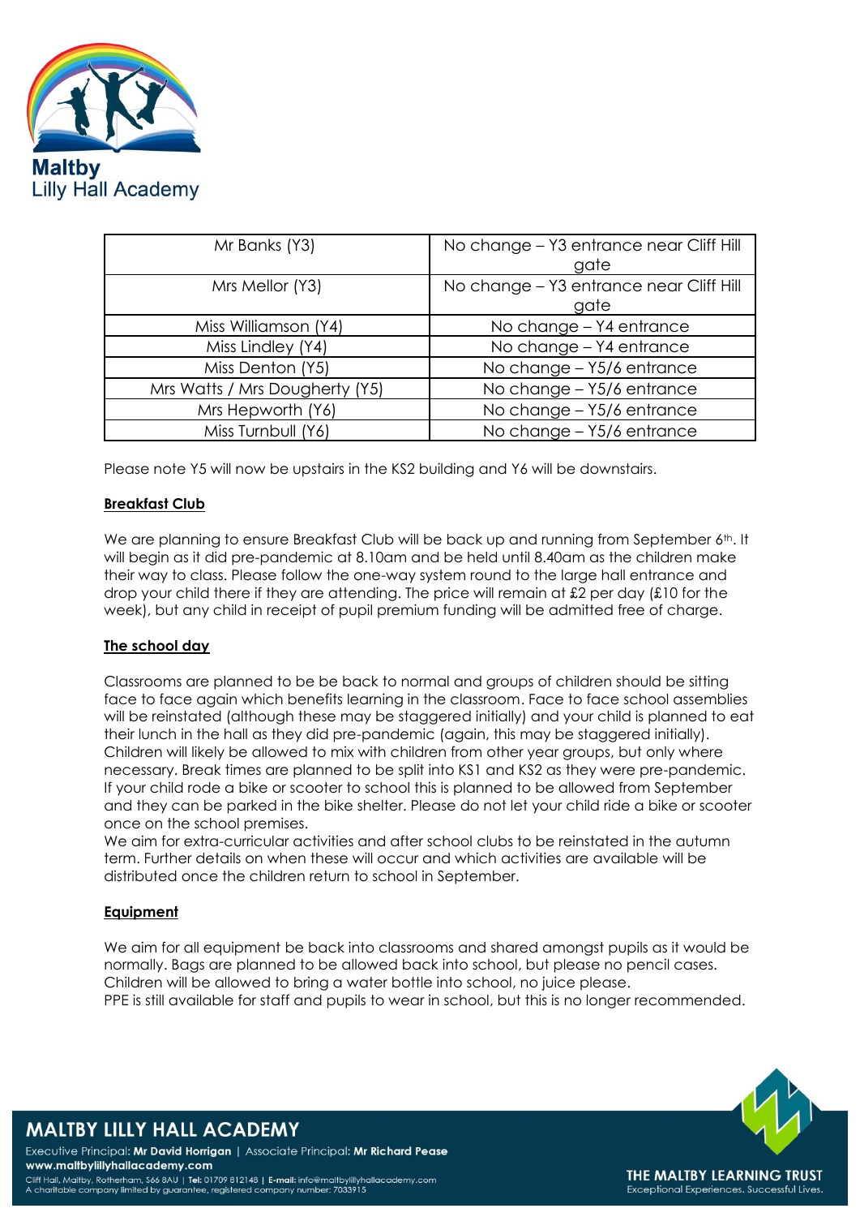| | |
|---|---|
| Mr Banks (Y3) | No change – Y3 entrance near Cliff Hill gate |
| Mrs Mellor (Y3) | No change – Y3 entrance near Cliff Hill gate |
| Miss Williamson (Y4) | No change – Y4 entrance |
| Miss Lindley (Y4) | No change – Y4 entrance |
| Miss Denton (Y5) | No change – Y5/6 entrance |
| Mrs Watts / Mrs Dougherty (Y5) | No change – Y5/6 entrance |
| Mrs Hepworth (Y6) | No change – Y5/6 entrance |
| Miss Turnbull (Y6) | No change – Y5/6 entrance |

Please note Y5 will now be upstairs in the KS2 building and Y6 will be downstairs.

**Breakfast Club**

We are planning to ensure Breakfast Club will be back up and running from September 6th. It will begin as it did pre-pandemic at 8.10am and be held until 8.40am as the children make their way to class. Please follow the one-way system round to the large hall entrance and drop your child there if they are attending. The price will remain at £2 per day (£10 for the week), but any child in receipt of pupil premium funding will be admitted free of charge.

**The school day**

Classrooms are planned to be be back to normal and groups of children should be sitting face to face again which benefits learning in the classroom. Face to face school assemblies will be reinstated (although these may be staggered initially) and your child is planned to eat their lunch in the hall as they did pre-pandemic (again, this may be staggered initially). Children will likely be allowed to mix with children from other year groups, but only where necessary. Break times are planned to be split into KS1 and KS2 as they were pre-pandemic. If your child rode a bike or scooter to school this is planned to be allowed from September and they can be parked in the bike shelter. Please do not let your child ride a bike or scooter once on the school premises.
We aim for extra-curricular activities and after school clubs to be reinstated in the autumn term. Further details on when these will occur and which activities are available will be distributed once the children return to school in September.

**Equipment**

We aim for all equipment be back into classrooms and shared amongst pupils as it would be normally. Bags are planned to be allowed back into school, but please no pencil cases. Children will be allowed to bring a water bottle into school, no juice please.
PPE is still available for staff and pupils to wear in school, but this is no longer recommended.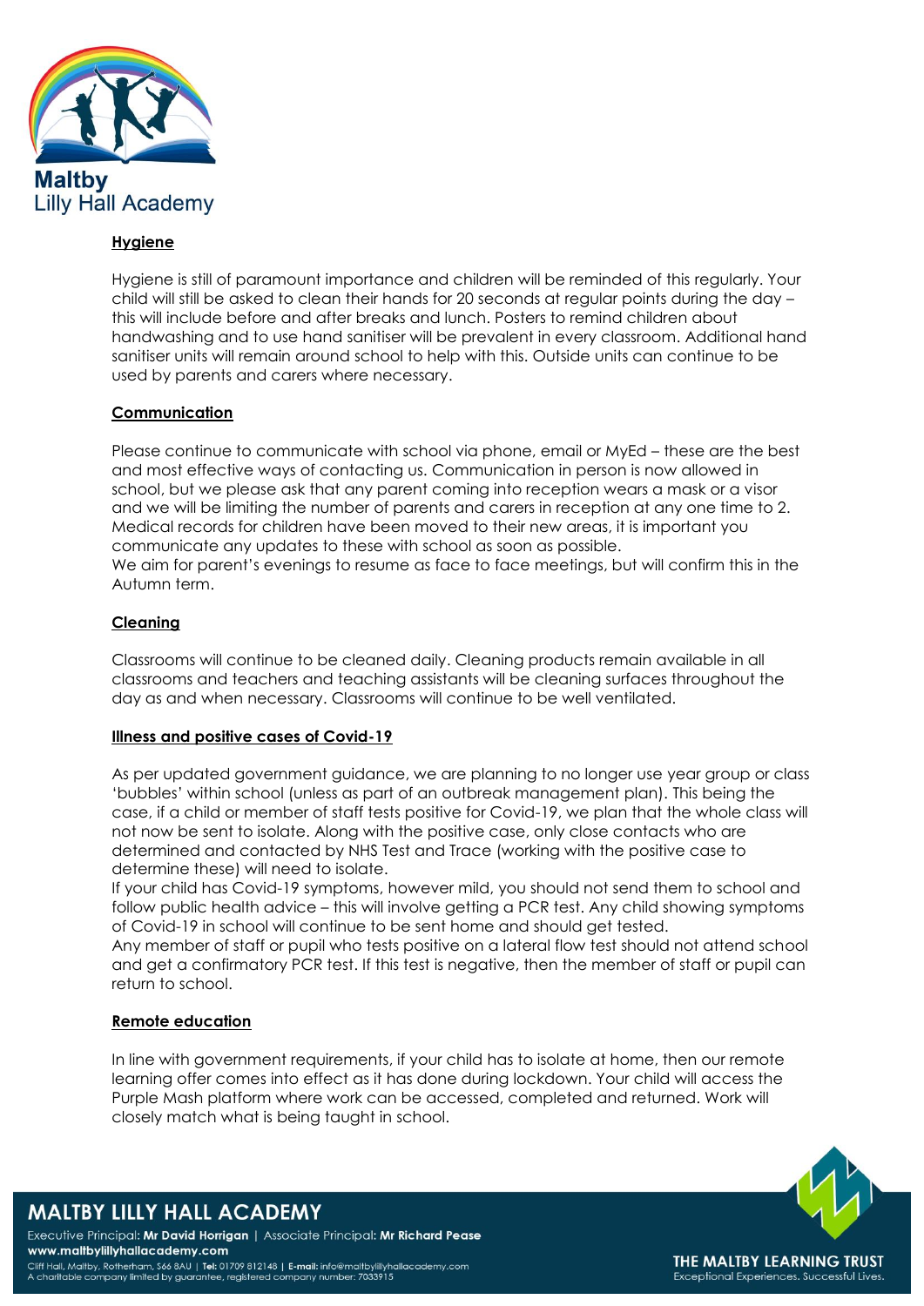## Hygiene

Hygiene is still of paramount importance and children will be reminded of this regularly. Your child will still be asked to clean their hands for 20 seconds at regular points during the day – this will include before and after breaks and lunch. Posters to remind children about handwashing and to use hand sanitiser will be prevalent in every classroom. Additional hand sanitiser units will remain around school to help with this. Outside units can continue to be used by parents and carers where necessary.

## Communication

Please continue to communicate with school via phone, email or MyEd – these are the best and most effective ways of contacting us. Communication in person is now allowed in school, but we please ask that any parent coming into reception wears a mask or a visor and we will be limiting the number of parents and carers in reception at any one time to 2. Medical records for children have been moved to their new areas, it is important you communicate any updates to these with school as soon as possible.
We aim for parent's evenings to resume as face to face meetings, but will confirm this in the Autumn term.

## Cleaning

Classrooms will continue to be cleaned daily. Cleaning products remain available in all classrooms and teachers and teaching assistants will be cleaning surfaces throughout the day as and when necessary. Classrooms will continue to be well ventilated.

## Illness and positive cases of Covid-19

As per updated government guidance, we are planning to no longer use year group or class 'bubbles' within school (unless as part of an outbreak management plan). This being the case, if a child or member of staff tests positive for Covid-19, we plan that the whole class will not now be sent to isolate. Along with the positive case, only close contacts who are determined and contacted by NHS Test and Trace (working with the positive case to determine these) will need to isolate.
If your child has Covid-19 symptoms, however mild, you should not send them to school and follow public health advice – this will involve getting a PCR test. Any child showing symptoms of Covid-19 in school will continue to be sent home and should get tested.
Any member of staff or pupil who tests positive on a lateral flow test should not attend school and get a confirmatory PCR test. If this test is negative, then the member of staff or pupil can return to school.

## Remote education

In line with government requirements, if your child has to isolate at home, then our remote learning offer comes into effect as it has done during lockdown. Your child will access the Purple Mash platform where work can be accessed, completed and returned. Work will closely match what is being taught in school.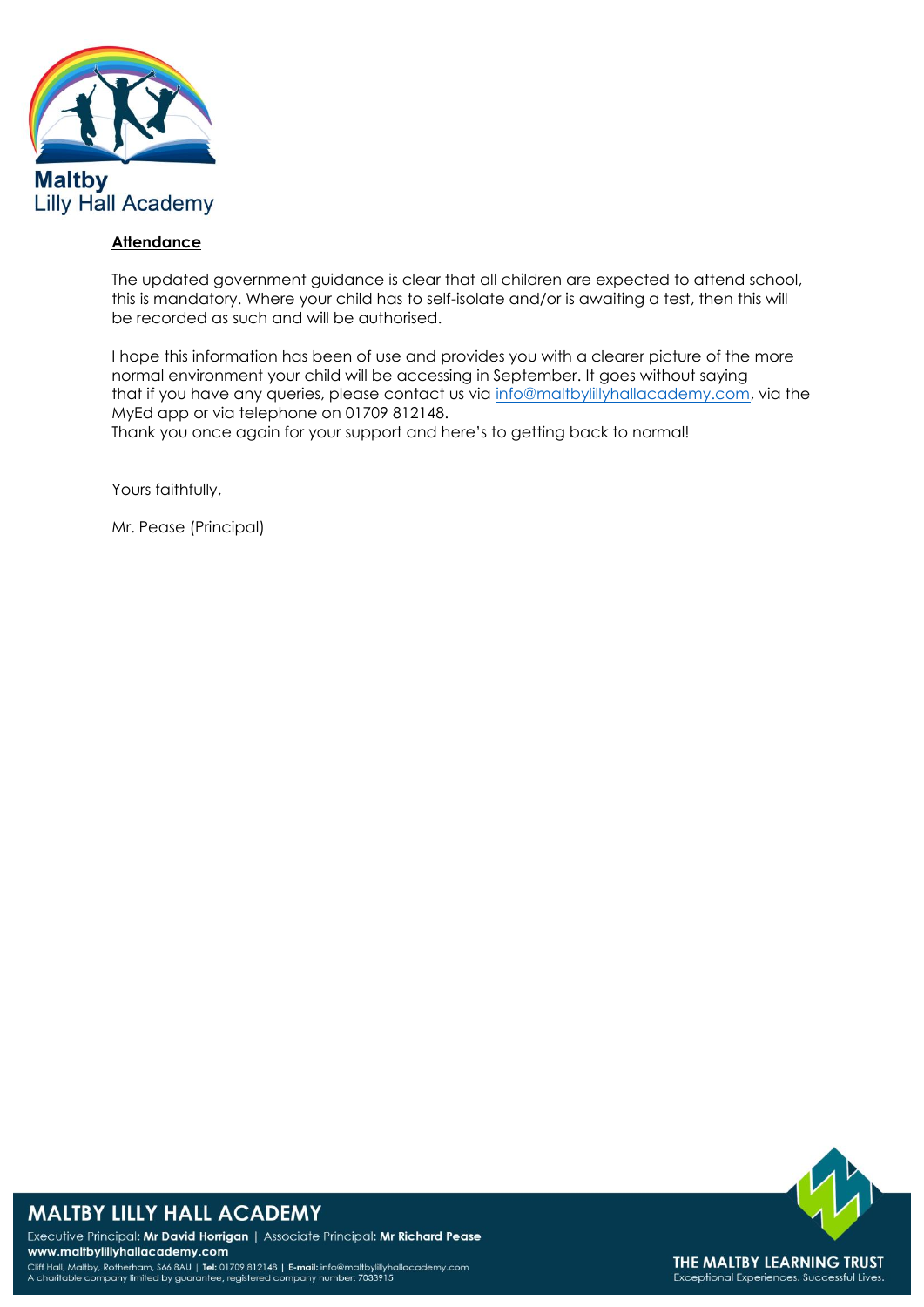**Attendance**

The updated government guidance is clear that all children are expected to attend school, this is mandatory. Where your child has to self-isolate and/or is awaiting a test, then this will be recorded as such and will be authorised.

I hope this information has been of use and provides you with a clearer picture of the more normal environment your child will be accessing in September. It goes without saying that if you have any queries, please contact us via info@maltbylillyhallacademy.com, via the MyEd app or via telephone on 01709 812148.
Thank you once again for your support and here's to getting back to normal!

Yours faithfully,

Mr. Pease (Principal)